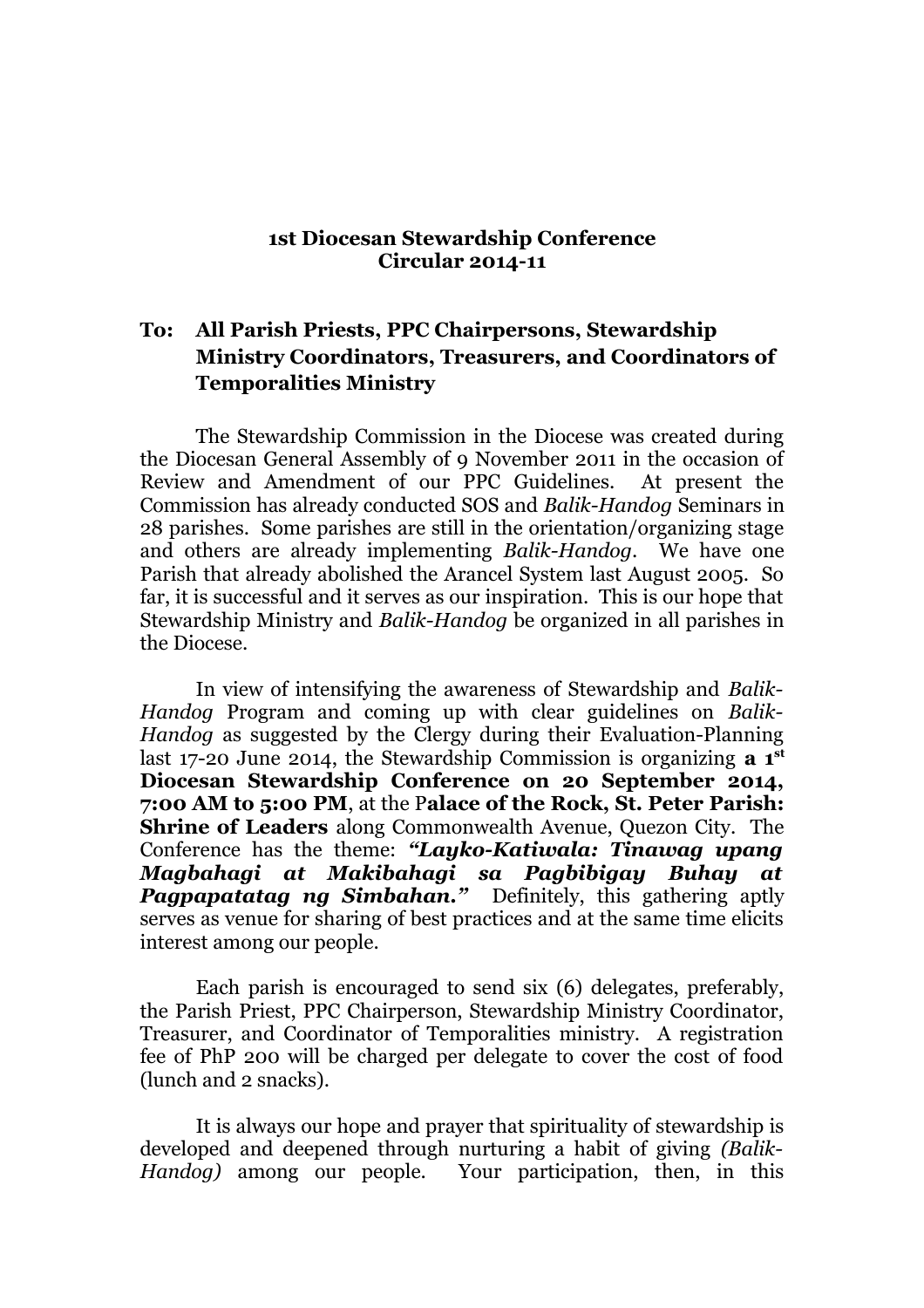**1st Diocesan Stewardship Conference**
**Circular 2014-11**

**To: All Parish Priests, PPC Chairpersons, Stewardship Ministry Coordinators, Treasurers, and Coordinators of Temporalities Ministry**

The Stewardship Commission in the Diocese was created during the Diocesan General Assembly of 9 November 2011 in the occasion of Review and Amendment of our PPC Guidelines. At present the Commission has already conducted SOS and *Balik-Handog* Seminars in 28 parishes. Some parishes are still in the orientation/organizing stage and others are already implementing *Balik-Handog*. We have one Parish that already abolished the Arancel System last August 2005. So far, it is successful and it serves as our inspiration. This is our hope that Stewardship Ministry and *Balik-Handog* be organized in all parishes in the Diocese.

In view of intensifying the awareness of Stewardship and *Balik-Handog* Program and coming up with clear guidelines on *Balik-Handog* as suggested by the Clergy during their Evaluation-Planning last 17-20 June 2014, the Stewardship Commission is organizing **a 1st Diocesan Stewardship Conference on 20 September 2014, 7:00 AM to 5:00 PM**, at the P**alace of the Rock, St. Peter Parish: Shrine of Leaders** along Commonwealth Avenue, Quezon City. The Conference has the theme: ***"Layko-Katiwala: Tinawag upang Magbahagi at Makibahagi sa Pagbibigay Buhay at Pagpapatatag ng Simbahan."*** Definitely, this gathering aptly serves as venue for sharing of best practices and at the same time elicits interest among our people.

Each parish is encouraged to send six (6) delegates, preferably, the Parish Priest, PPC Chairperson, Stewardship Ministry Coordinator, Treasurer, and Coordinator of Temporalities ministry. A registration fee of PhP 200 will be charged per delegate to cover the cost of food (lunch and 2 snacks).

It is always our hope and prayer that spirituality of stewardship is developed and deepened through nurturing a habit of giving *(Balik-Handog)* among our people. Your participation, then, in this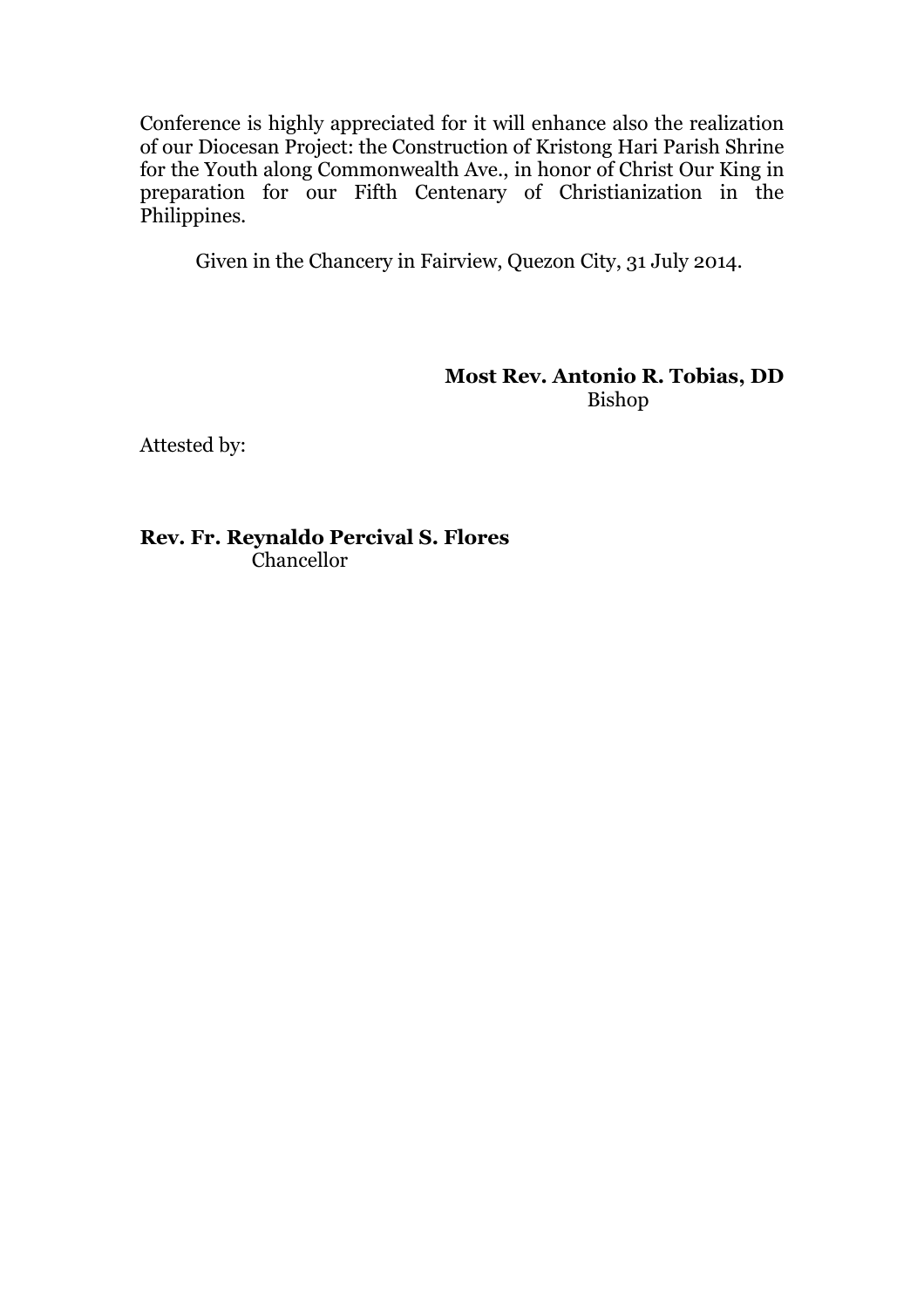Conference is highly appreciated for it will enhance also the realization of our Diocesan Project: the Construction of Kristong Hari Parish Shrine for the Youth along Commonwealth Ave., in honor of Christ Our King in preparation for our Fifth Centenary of Christianization in the Philippines.

Given in the Chancery in Fairview, Quezon City, 31 July 2014.

**Most Rev. Antonio R. Tobias, DD**
Bishop

Attested by:

**Rev. Fr. Reynaldo Percival S. Flores**
Chancellor